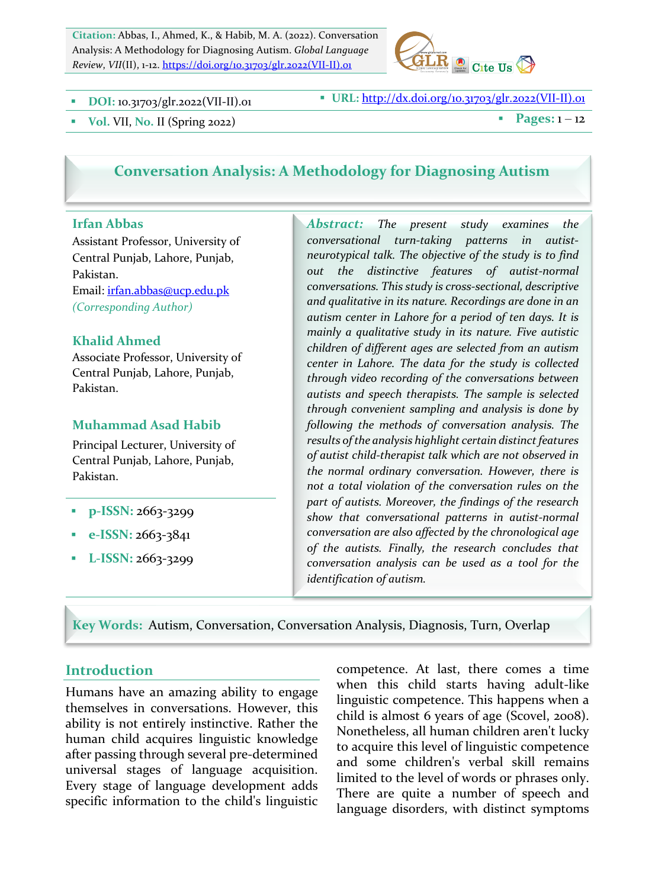**Citation:** Abbas, I., Ahmed, K., & Habib, M. A. (2022). Conversation Analysis: A Methodology for Diagnosing Autism. *Global Language Review*, *VII*(II), 1-12. https://doi.org/10.31703/glr.2022(VII-II).01

- **DOI:** 10.31703/glr.2022(VII-II).01
- **URL:** http://dx.doi.org/10.31703/glr.2022(VII-II).01
- **Vol.** VII, **No.** II (Spring 2022)
- **Pages:** 1 – 12

# Conversation Analysis: A Methodology for Diagnosing Autism

**Irfan Abbas**
Assistant Professor, University of Central Punjab, Lahore, Punjab, Pakistan.
Email: irfan.abbas@ucp.edu.pk
*(Corresponding Author)*

**Khalid Ahmed**
Associate Professor, University of Central Punjab, Lahore, Punjab, Pakistan.

**Muhammad Asad Habib**
Principal Lecturer, University of Central Punjab, Lahore, Punjab, Pakistan.

- **p-ISSN:** 2663-3299
- **e-ISSN:** 2663-3841
- **L-ISSN:** 2663-3299

***Abstract:*** *The present study examines the conversational turn-taking patterns in autist-neurotypical talk. The objective of the study is to find out the distinctive features of autist-normal conversations. This study is cross-sectional, descriptive and qualitative in its nature. Recordings are done in an autism center in Lahore for a period of ten days. It is mainly a qualitative study in its nature. Five autistic children of different ages are selected from an autism center in Lahore. The data for the study is collected through video recording of the conversations between autists and speech therapists. The sample is selected through convenient sampling and analysis is done by following the methods of conversation analysis. The results of the analysis highlight certain distinct features of autist child-therapist talk which are not observed in the normal ordinary conversation. However, there is not a total violation of the conversation rules on the part of autists. Moreover, the findings of the research show that conversational patterns in autist-normal conversation are also affected by the chronological age of the autists. Finally, the research concludes that conversation analysis can be used as a tool for the identification of autism.*

**Key Words:** Autism, Conversation, Conversation Analysis, Diagnosis, Turn, Overlap

## Introduction

Humans have an amazing ability to engage themselves in conversations. However, this ability is not entirely instinctive. Rather the human child acquires linguistic knowledge after passing through several pre-determined universal stages of language acquisition. Every stage of language development adds specific information to the child's linguistic competence. At last, there comes a time when this child starts having adult-like linguistic competence. This happens when a child is almost 6 years of age (Scovel, 2008). Nonetheless, all human children aren't lucky to acquire this level of linguistic competence and some children's verbal skill remains limited to the level of words or phrases only. There are quite a number of speech and language disorders, with distinct symptoms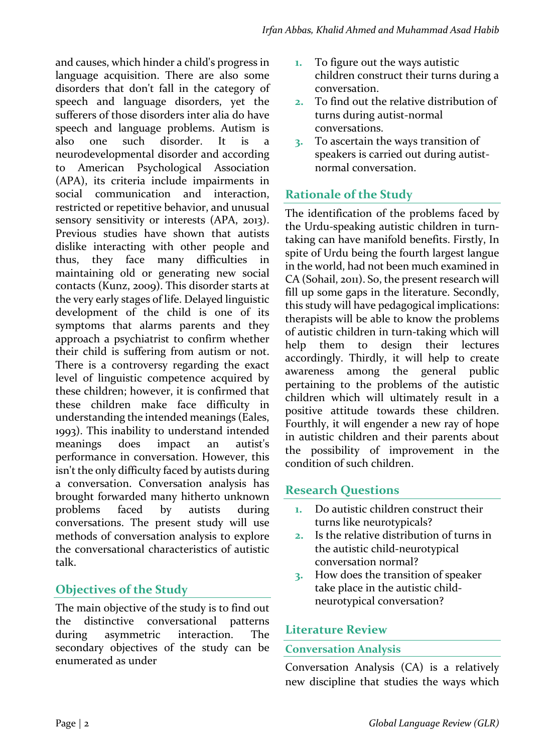and causes, which hinder a child's progress in language acquisition. There are also some disorders that don't fall in the category of speech and language disorders, yet the sufferers of those disorders inter alia do have speech and language problems. Autism is also one such disorder. It is a neurodevelopmental disorder and according to American Psychological Association (APA), its criteria include impairments in social communication and interaction, restricted or repetitive behavior, and unusual sensory sensitivity or interests (APA, 2013). Previous studies have shown that autists dislike interacting with other people and thus, they face many difficulties in maintaining old or generating new social contacts (Kunz, 2009). This disorder starts at the very early stages of life. Delayed linguistic development of the child is one of its symptoms that alarms parents and they approach a psychiatrist to confirm whether their child is suffering from autism or not. There is a controversy regarding the exact level of linguistic competence acquired by these children; however, it is confirmed that these children make face difficulty in understanding the intended meanings (Eales, 1993). This inability to understand intended meanings does impact an autist's performance in conversation. However, this isn't the only difficulty faced by autists during a conversation. Conversation analysis has brought forwarded many hitherto unknown problems faced by autists during conversations. The present study will use methods of conversation analysis to explore the conversational characteristics of autistic talk.

## Objectives of the Study

The main objective of the study is to find out the distinctive conversational patterns during asymmetric interaction. The secondary objectives of the study can be enumerated as under

1. To figure out the ways autistic children construct their turns during a conversation.
2. To find out the relative distribution of turns during autist-normal conversations.
3. To ascertain the ways transition of speakers is carried out during autist-normal conversation.

## Rationale of the Study

The identification of the problems faced by the Urdu-speaking autistic children in turn-taking can have manifold benefits. Firstly, In spite of Urdu being the fourth largest langue in the world, had not been much examined in CA (Sohail, 2011). So, the present research will fill up some gaps in the literature. Secondly, this study will have pedagogical implications: therapists will be able to know the problems of autistic children in turn-taking which will help them to design their lectures accordingly. Thirdly, it will help to create awareness among the general public pertaining to the problems of the autistic children which will ultimately result in a positive attitude towards these children. Fourthly, it will engender a new ray of hope in autistic children and their parents about the possibility of improvement in the condition of such children.

## Research Questions

1. Do autistic children construct their turns like neurotypicals?
2. Is the relative distribution of turns in the autistic child-neurotypical conversation normal?
3. How does the transition of speaker take place in the autistic child-neurotypical conversation?

## Literature Review

### Conversation Analysis

Conversation Analysis (CA) is a relatively new discipline that studies the ways which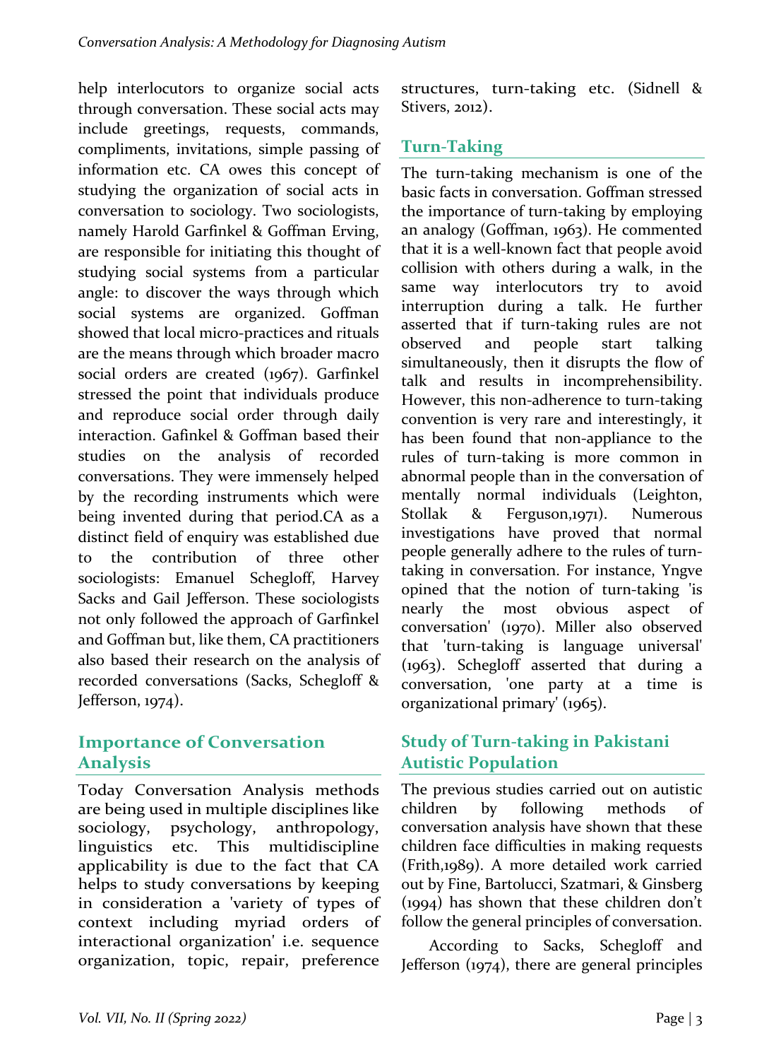help interlocutors to organize social acts through conversation. These social acts may include greetings, requests, commands, compliments, invitations, simple passing of information etc. CA owes this concept of studying the organization of social acts in conversation to sociology. Two sociologists, namely Harold Garfinkel & Goffman Erving, are responsible for initiating this thought of studying social systems from a particular angle: to discover the ways through which social systems are organized. Goffman showed that local micro-practices and rituals are the means through which broader macro social orders are created (1967). Garfinkel stressed the point that individuals produce and reproduce social order through daily interaction. Gafinkel & Goffman based their studies on the analysis of recorded conversations. They were immensely helped by the recording instruments which were being invented during that period.CA as a distinct field of enquiry was established due to the contribution of three other sociologists: Emanuel Schegloff, Harvey Sacks and Gail Jefferson. These sociologists not only followed the approach of Garfinkel and Goffman but, like them, CA practitioners also based their research on the analysis of recorded conversations (Sacks, Schegloff & Jefferson, 1974).

## Importance of Conversation Analysis

Today Conversation Analysis methods are being used in multiple disciplines like sociology, psychology, anthropology, linguistics etc. This multidiscipline applicability is due to the fact that CA helps to study conversations by keeping in consideration a 'variety of types of context including myriad orders of interactional organization' i.e. sequence organization, topic, repair, preference structures, turn-taking etc. (Sidnell & Stivers, 2012).

## Turn-Taking

The turn-taking mechanism is one of the basic facts in conversation. Goffman stressed the importance of turn-taking by employing an analogy (Goffman, 1963). He commented that it is a well-known fact that people avoid collision with others during a walk, in the same way interlocutors try to avoid interruption during a talk. He further asserted that if turn-taking rules are not observed and people start talking simultaneously, then it disrupts the flow of talk and results in incomprehensibility. However, this non-adherence to turn-taking convention is very rare and interestingly, it has been found that non-appliance to the rules of turn-taking is more common in abnormal people than in the conversation of mentally normal individuals (Leighton, Stollak & Ferguson,1971). Numerous investigations have proved that normal people generally adhere to the rules of turn-taking in conversation. For instance, Yngve opined that the notion of turn-taking 'is nearly the most obvious aspect of conversation' (1970). Miller also observed that 'turn-taking is language universal' (1963). Schegloff asserted that during a conversation, 'one party at a time is organizational primary' (1965).

## Study of Turn-taking in Pakistani Autistic Population

The previous studies carried out on autistic children by following methods of conversation analysis have shown that these children face difficulties in making requests (Frith,1989). A more detailed work carried out by Fine, Bartolucci, Szatmari, & Ginsberg (1994) has shown that these children don't follow the general principles of conversation.

According to Sacks, Schegloff and Jefferson (1974), there are general principles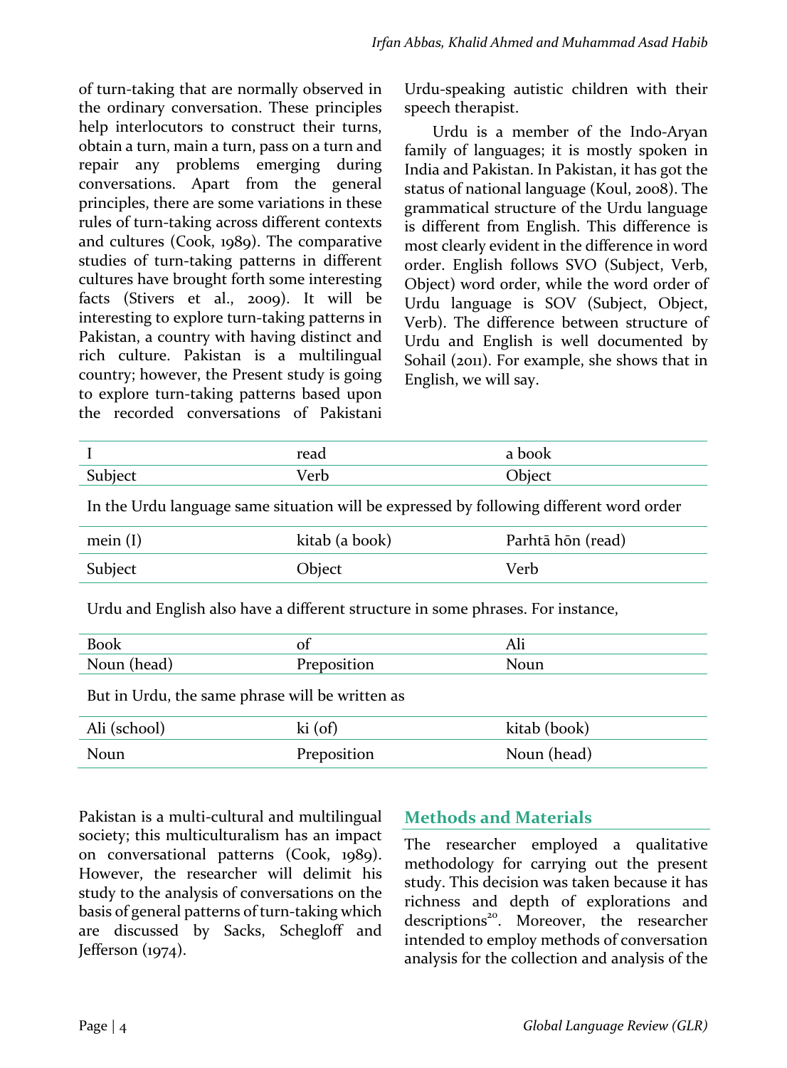of turn-taking that are normally observed in the ordinary conversation. These principles help interlocutors to construct their turns, obtain a turn, main a turn, pass on a turn and repair any problems emerging during conversations. Apart from the general principles, there are some variations in these rules of turn-taking across different contexts and cultures (Cook, 1989). The comparative studies of turn-taking patterns in different cultures have brought forth some interesting facts (Stivers et al., 2009). It will be interesting to explore turn-taking patterns in Pakistan, a country with having distinct and rich culture. Pakistan is a multilingual country; however, the Present study is going to explore turn-taking patterns based upon the recorded conversations of Pakistani Urdu-speaking autistic children with their speech therapist.

Urdu is a member of the Indo-Aryan family of languages; it is mostly spoken in India and Pakistan. In Pakistan, it has got the status of national language (Koul, 2008). The grammatical structure of the Urdu language is different from English. This difference is most clearly evident in the difference in word order. English follows SVO (Subject, Verb, Object) word order, while the word order of Urdu language is SOV (Subject, Object, Verb). The difference between structure of Urdu and English is well documented by Sohail (2011). For example, she shows that in English, we will say.

| I | read | a book |
|---|---|---|
| Subject | Verb | Object |

In the Urdu language same situation will be expressed by following different word order

| mein (I) | kitab (a book) | Parhtā hōn (read) |
|---|---|---|
| Subject | Object | Verb |

Urdu and English also have a different structure in some phrases. For instance,

| Book | of | Ali |
|---|---|---|
| Noun (head) | Preposition | Noun |

But in Urdu, the same phrase will be written as

| Ali (school) | ki (of) | kitab (book) |
|---|---|---|
| Noun | Preposition | Noun (head) |

Pakistan is a multi-cultural and multilingual society; this multiculturalism has an impact on conversational patterns (Cook, 1989). However, the researcher will delimit his study to the analysis of conversations on the basis of general patterns of turn-taking which are discussed by Sacks, Schegloff and Jefferson (1974).

## Methods and Materials

The researcher employed a qualitative methodology for carrying out the present study. This decision was taken because it has richness and depth of explorations and descriptions[20]. Moreover, the researcher intended to employ methods of conversation analysis for the collection and analysis of the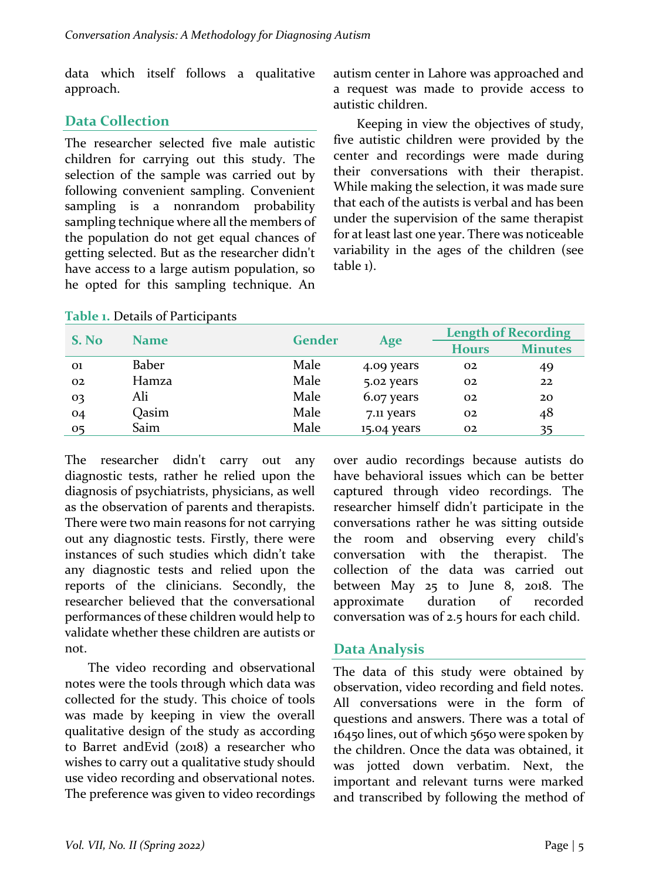data which itself follows a qualitative approach.

## Data Collection

The researcher selected five male autistic children for carrying out this study. The selection of the sample was carried out by following convenient sampling. Convenient sampling is a nonrandom probability sampling technique where all the members of the population do not get equal chances of getting selected. But as the researcher didn't have access to a large autism population, so he opted for this sampling technique. An autism center in Lahore was approached and a request was made to provide access to autistic children.

Keeping in view the objectives of study, five autistic children were provided by the center and recordings were made during their conversations with their therapist. While making the selection, it was made sure that each of the autists is verbal and has been under the supervision of the same therapist for at least last one year. There was noticeable variability in the ages of the children (see table 1).

**Table 1.** Details of Participants

| S. No | Name | Gender | Age | Length of Recording | |
|---|---|---|---|---|---|
| | | | | Hours | Minutes |
| 01 | Baber | Male | 4.09 years | 02 | 49 |
| 02 | Hamza | Male | 5.02 years | 02 | 22 |
| 03 | Ali | Male | 6.07 years | 02 | 20 |
| 04 | Qasim | Male | 7.11 years | 02 | 48 |
| 05 | Saim | Male | 15.04 years | 02 | 35 |

The researcher didn't carry out any diagnostic tests, rather he relied upon the diagnosis of psychiatrists, physicians, as well as the observation of parents and therapists. There were two main reasons for not carrying out any diagnostic tests. Firstly, there were instances of such studies which didn't take any diagnostic tests and relied upon the reports of the clinicians. Secondly, the researcher believed that the conversational performances of these children would help to validate whether these children are autists or not.

The video recording and observational notes were the tools through which data was collected for the study. This choice of tools was made by keeping in view the overall qualitative design of the study as according to Barret andEvid (2018) a researcher who wishes to carry out a qualitative study should use video recording and observational notes. The preference was given to video recordings over audio recordings because autists do have behavioral issues which can be better captured through video recordings. The researcher himself didn't participate in the conversations rather he was sitting outside the room and observing every child's conversation with the therapist. The collection of the data was carried out between May 25 to June 8, 2018. The approximate duration of recorded conversation was of 2.5 hours for each child.

## Data Analysis

The data of this study were obtained by observation, video recording and field notes. All conversations were in the form of questions and answers. There was a total of 16450 lines, out of which 5650 were spoken by the children. Once the data was obtained, it was jotted down verbatim. Next, the important and relevant turns were marked and transcribed by following the method of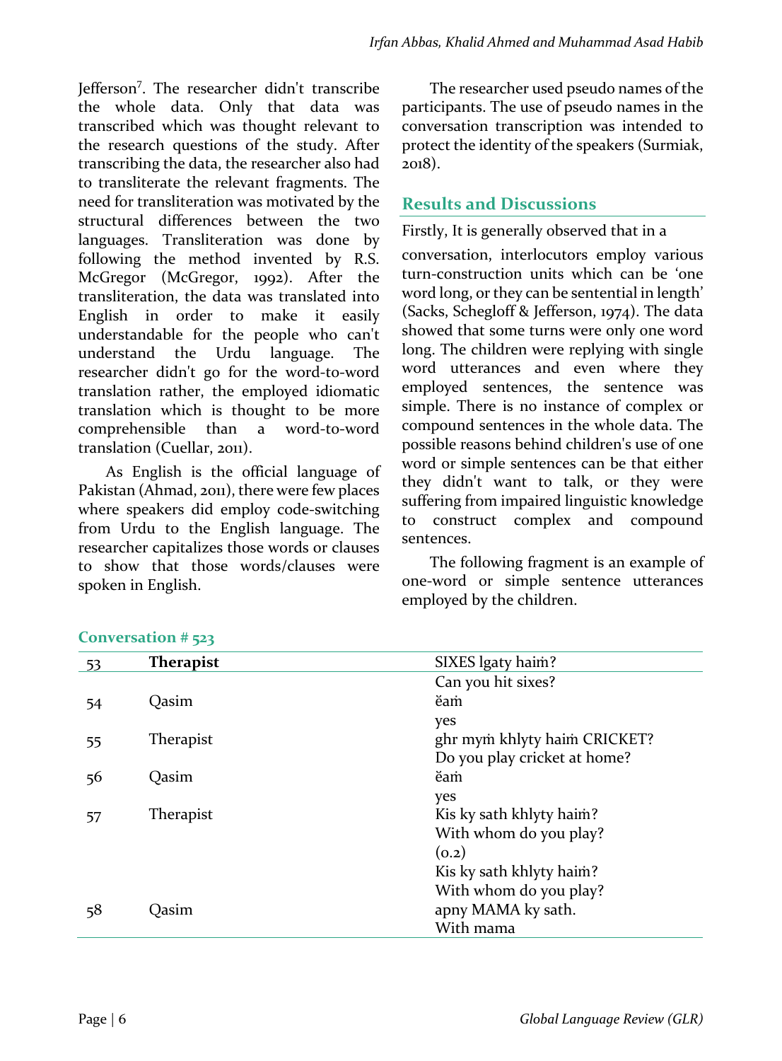Jefferson[7]. The researcher didn't transcribe the whole data. Only that data was transcribed which was thought relevant to the research questions of the study. After transcribing the data, the researcher also had to transliterate the relevant fragments. The need for transliteration was motivated by the structural differences between the two languages. Transliteration was done by following the method invented by R.S. McGregor (McGregor, 1992). After the transliteration, the data was translated into English in order to make it easily understandable for the people who can't understand the Urdu language. The researcher didn't go for the word-to-word translation rather, the employed idiomatic translation which is thought to be more comprehensible than a word-to-word translation (Cuellar, 2011).

As English is the official language of Pakistan (Ahmad, 2011), there were few places where speakers did employ code-switching from Urdu to the English language. The researcher capitalizes those words or clauses to show that those words/clauses were spoken in English.

The researcher used pseudo names of the participants. The use of pseudo names in the conversation transcription was intended to protect the identity of the speakers (Surmiak, 2018).

## Results and Discussions

Firstly, It is generally observed that in a conversation, interlocutors employ various turn-construction units which can be 'one word long, or they can be sentential in length' (Sacks, Schegloff & Jefferson, 1974). The data showed that some turns were only one word long. The children were replying with single word utterances and even where they employed sentences, the sentence was simple. There is no instance of complex or compound sentences in the whole data. The possible reasons behind children's use of one word or simple sentences can be that either they didn't want to talk, or they were suffering from impaired linguistic knowledge to construct complex and compound sentences.

The following fragment is an example of one-word or simple sentence utterances employed by the children.

### Conversation # 523

| 53 | **Therapist** | SIXES lgaty haiṁ? |
|---|---|---|
| | | Can you hit sixes? |
| 54 | Qasim | ĕaṁ |
| | | yes |
| 55 | Therapist | ghr myṁ khlyty haiṁ CRICKET? |
| | | Do you play cricket at home? |
| 56 | Qasim | ĕaṁ |
| | | yes |
| 57 | Therapist | Kis ky sath khlyty haiṁ? |
| | | With whom do you play? |
| | | (0.2) |
| | | Kis ky sath khlyty haiṁ? |
| | | With whom do you play? |
| 58 | Qasim | apny MAMA ky sath. |
| | | With mama |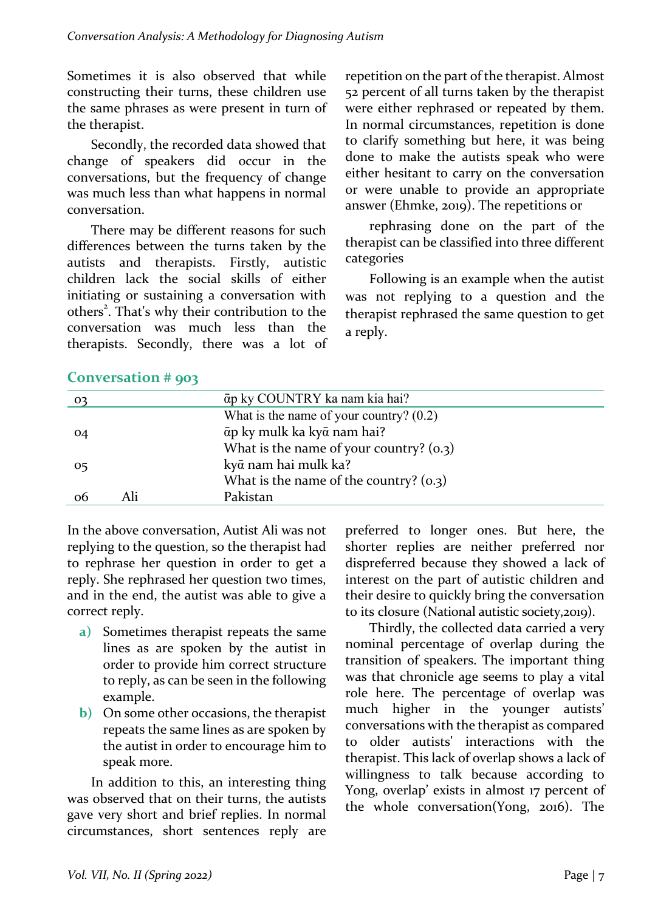Sometimes it is also observed that while constructing their turns, these children use the same phrases as were present in turn of the therapist.

Secondly, the recorded data showed that change of speakers did occur in the conversations, but the frequency of change was much less than what happens in normal conversation.

There may be different reasons for such differences between the turns taken by the autists and therapists. Firstly, autistic children lack the social skills of either initiating or sustaining a conversation with others[2]. That's why their contribution to the conversation was much less than the therapists. Secondly, there was a lot of repetition on the part of the therapist. Almost 52 percent of all turns taken by the therapist were either rephrased or repeated by them. In normal circumstances, repetition is done to clarify something but here, it was being done to make the autists speak who were either hesitant to carry on the conversation or were unable to provide an appropriate answer (Ehmke, 2019). The repetitions or rephrasing done on the part of the therapist can be classified into three different categories

Following is an example when the autist was not replying to a question and the therapist rephrased the same question to get a reply.

## Conversation # 903

| | | |
|---|---|---|
| 03 | | ᾱp ky COUNTRY ka nam kia hai? |
| | | What is the name of your country? (0.2) |
| 04 | | ᾱp ky mulk ka kyᾱ nam hai? |
| | | What is the name of your country? (0.3) |
| 05 | | kyᾱ nam hai mulk ka? |
| | | What is the name of the country? (0.3) |
| 06 | Ali | Pakistan |

In the above conversation, Autist Ali was not replying to the question, so the therapist had to rephrase her question in order to get a reply. She rephrased her question two times, and in the end, the autist was able to give a correct reply.

**a)** Sometimes therapist repeats the same lines as are spoken by the autist in order to provide him correct structure to reply, as can be seen in the following example.

**b)** On some other occasions, the therapist repeats the same lines as are spoken by the autist in order to encourage him to speak more.

In addition to this, an interesting thing was observed that on their turns, the autists gave very short and brief replies. In normal circumstances, short sentences reply are preferred to longer ones. But here, the shorter replies are neither preferred nor dispreferred because they showed a lack of interest on the part of autistic children and their desire to quickly bring the conversation to its closure (National autistic society,2019).

Thirdly, the collected data carried a very nominal percentage of overlap during the transition of speakers. The important thing was that chronicle age seems to play a vital role here. The percentage of overlap was much higher in the younger autists' conversations with the therapist as compared to older autists' interactions with the therapist. This lack of overlap shows a lack of willingness to talk because according to Yong, overlap' exists in almost 17 percent of the whole conversation(Yong, 2016). The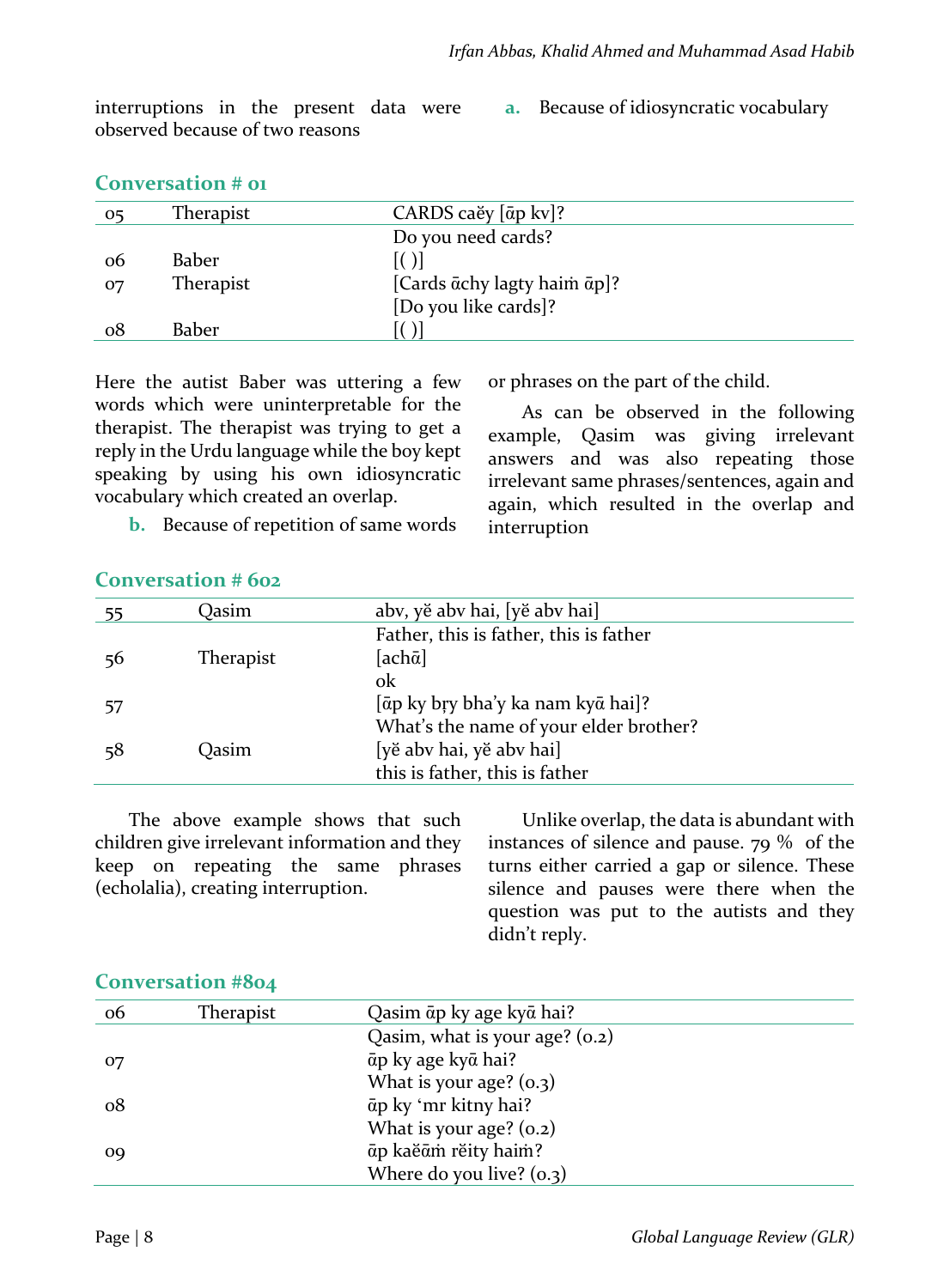interruptions in the present data were observed because of two reasons

**a.** Because of idiosyncratic vocabulary

### Conversation # 01

| | | |
|---|---|---|
| 05 | Therapist | CARDS caĕy [ᾱp kv]? |
| | | Do you need cards? |
| 06 | Baber | [( )] |
| 07 | Therapist | [Cards ᾱchy lagty haiṁ ᾱp]? |
| | | [Do you like cards]? |
| 08 | Baber | [( )] |

Here the autist Baber was uttering a few words which were uninterpretable for the therapist. The therapist was trying to get a reply in the Urdu language while the boy kept speaking by using his own idiosyncratic vocabulary which created an overlap.

**b.** Because of repetition of same words or phrases on the part of the child.

As can be observed in the following example, Qasim was giving irrelevant answers and was also repeating those irrelevant same phrases/sentences, again and again, which resulted in the overlap and interruption

### Conversation # 602

| | | |
|---|---|---|
| 55 | Qasim | abv, yĕ abv hai, [yĕ abv hai] |
| | | Father, this is father, this is father |
| 56 | Therapist | [achᾱ] |
| | | ok |
| 57 | | [ᾱp ky bṛy bha'y ka nam kyᾱ hai]? |
| | | What's the name of your elder brother? |
| 58 | Qasim | [yĕ abv hai, yĕ abv hai] |
| | | this is father, this is father |

The above example shows that such children give irrelevant information and they keep on repeating the same phrases (echolalia), creating interruption.

Unlike overlap, the data is abundant with instances of silence and pause. 79 % of the turns either carried a gap or silence. These silence and pauses were there when the question was put to the autists and they didn't reply.

### Conversation #804

| | | |
|---|---|---|
| 06 | Therapist | Qasim ᾱp ky age kyᾱ hai? |
| | | Qasim, what is your age? (0.2) |
| 07 | | ᾱp ky age kyᾱ hai? |
| | | What is your age? (0.3) |
| 08 | | ᾱp ky 'mr kitny hai? |
| | | What is your age? (0.2) |
| 09 | | ᾱp kaĕᾱṁ rĕity haiṁ? |
| | | Where do you live? (0.3) |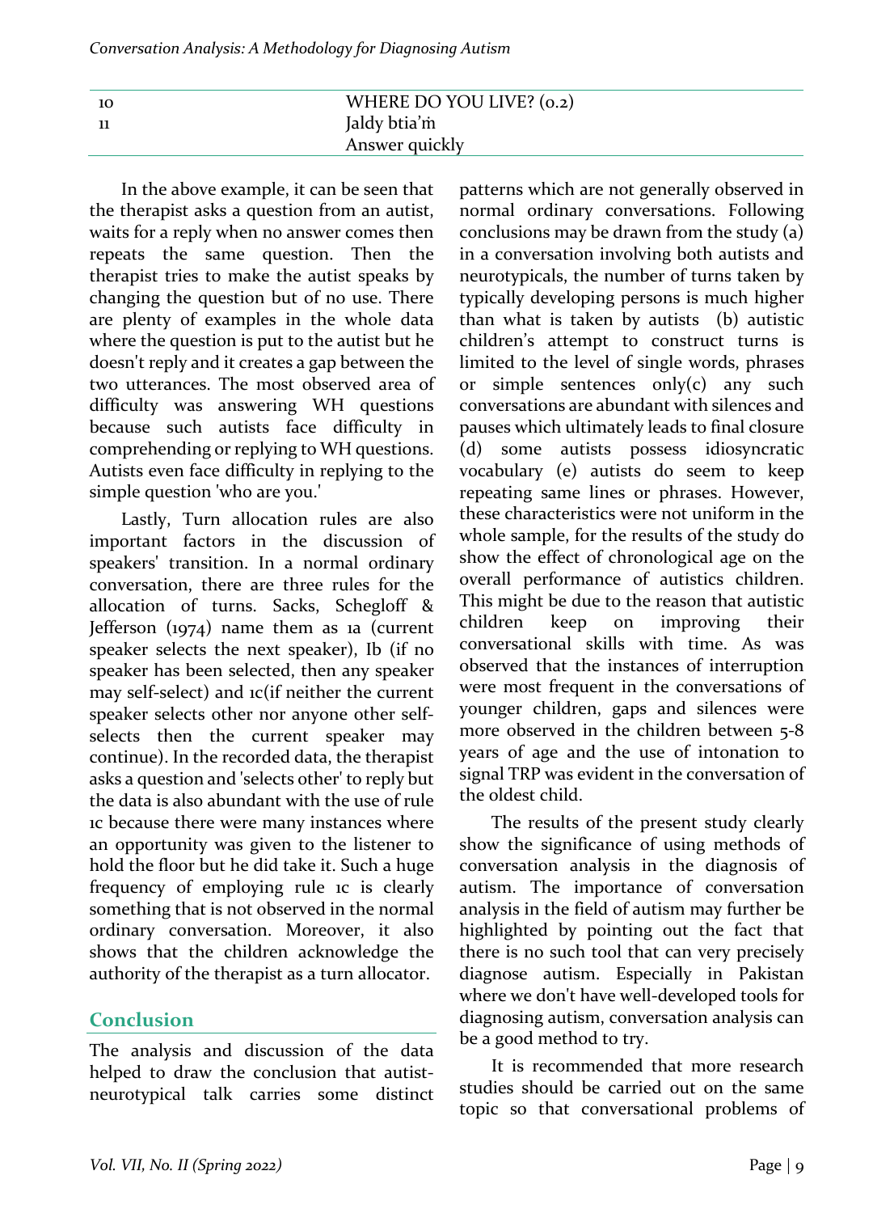| | |
|---|---|
| 10 | WHERE DO YOU LIVE? (0.2) |
| 11 | Jaldy btia'ṁ |
| | Answer quickly |

In the above example, it can be seen that the therapist asks a question from an autist, waits for a reply when no answer comes then repeats the same question. Then the therapist tries to make the autist speaks by changing the question but of no use. There are plenty of examples in the whole data where the question is put to the autist but he doesn't reply and it creates a gap between the two utterances. The most observed area of difficulty was answering WH questions because such autists face difficulty in comprehending or replying to WH questions. Autists even face difficulty in replying to the simple question 'who are you.'

Lastly, Turn allocation rules are also important factors in the discussion of speakers' transition. In a normal ordinary conversation, there are three rules for the allocation of turns. Sacks, Schegloff & Jefferson (1974) name them as 1a (current speaker selects the next speaker), Ib (if no speaker has been selected, then any speaker may self-select) and 1c(if neither the current speaker selects other nor anyone other self-selects then the current speaker may continue). In the recorded data, the therapist asks a question and 'selects other' to reply but the data is also abundant with the use of rule 1c because there were many instances where an opportunity was given to the listener to hold the floor but he did take it. Such a huge frequency of employing rule 1c is clearly something that is not observed in the normal ordinary conversation. Moreover, it also shows that the children acknowledge the authority of the therapist as a turn allocator.

## Conclusion

The analysis and discussion of the data helped to draw the conclusion that autist-neurotypical talk carries some distinct patterns which are not generally observed in normal ordinary conversations. Following conclusions may be drawn from the study (a) in a conversation involving both autists and neurotypicals, the number of turns taken by typically developing persons is much higher than what is taken by autists (b) autistic children's attempt to construct turns is limited to the level of single words, phrases or simple sentences only(c) any such conversations are abundant with silences and pauses which ultimately leads to final closure (d) some autists possess idiosyncratic vocabulary (e) autists do seem to keep repeating same lines or phrases. However, these characteristics were not uniform in the whole sample, for the results of the study do show the effect of chronological age on the overall performance of autistics children. This might be due to the reason that autistic children keep on improving their conversational skills with time. As was observed that the instances of interruption were most frequent in the conversations of younger children, gaps and silences were more observed in the children between 5-8 years of age and the use of intonation to signal TRP was evident in the conversation of the oldest child.

The results of the present study clearly show the significance of using methods of conversation analysis in the diagnosis of autism. The importance of conversation analysis in the field of autism may further be highlighted by pointing out the fact that there is no such tool that can very precisely diagnose autism. Especially in Pakistan where we don't have well-developed tools for diagnosing autism, conversation analysis can be a good method to try.

It is recommended that more research studies should be carried out on the same topic so that conversational problems of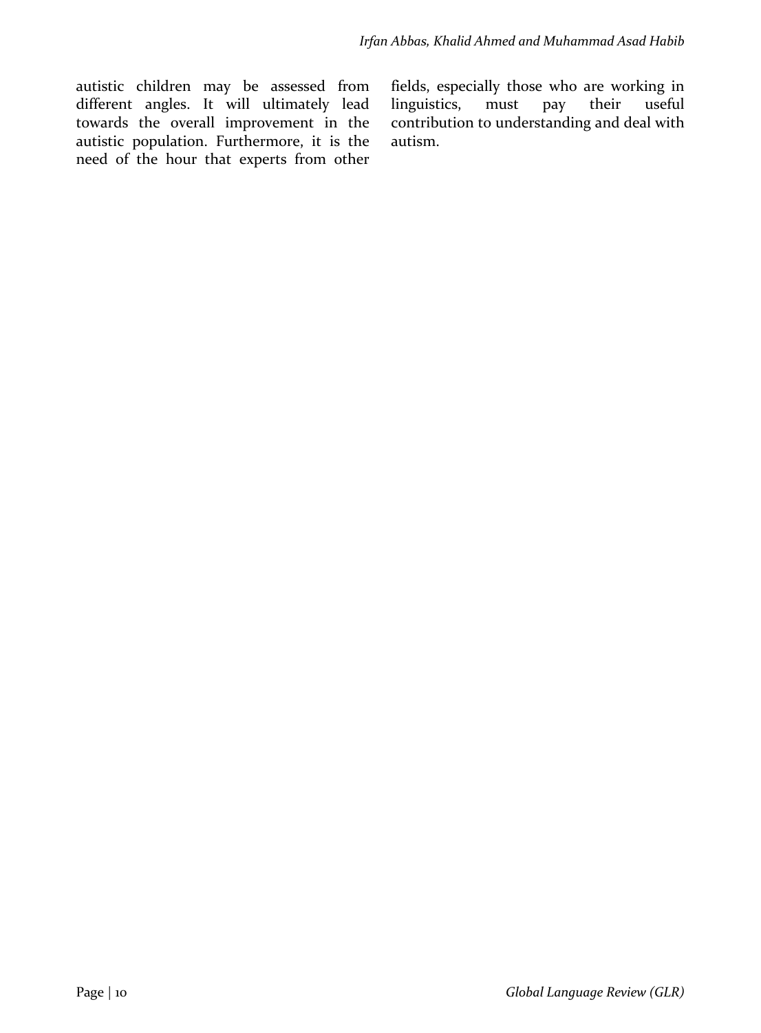autistic children may be assessed from different angles. It will ultimately lead towards the overall improvement in the autistic population. Furthermore, it is the need of the hour that experts from other fields, especially those who are working in linguistics, must pay their useful contribution to understanding and deal with autism.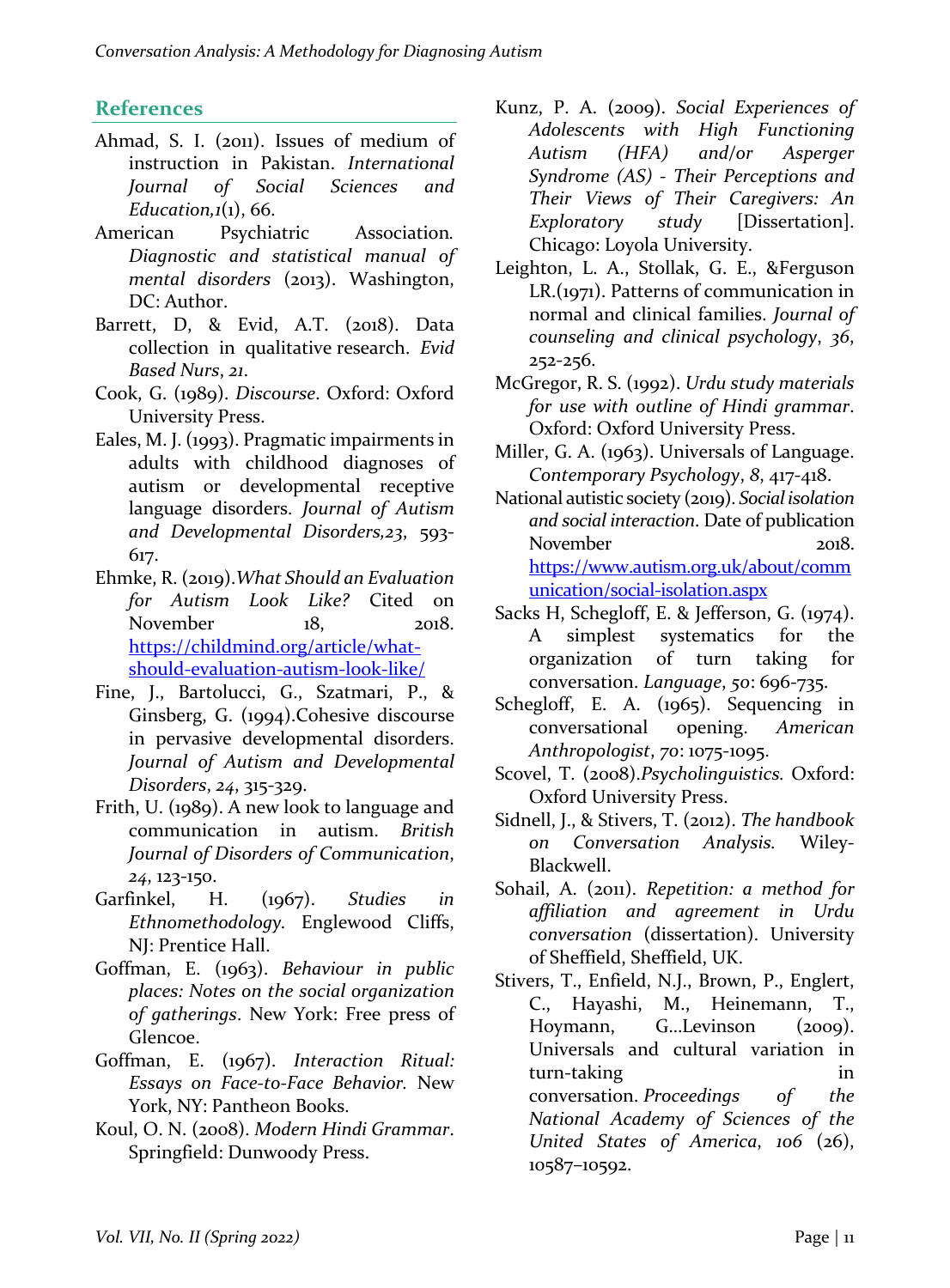## References

Ahmad, S. I. (2011). Issues of medium of instruction in Pakistan. *International Journal of Social Sciences and Education,1*(1), 66.

American Psychiatric Association. *Diagnostic and statistical manual of mental disorders* (2013). Washington, DC: Author.

Barrett, D, & Evid, A.T. (2018). Data collection in qualitative research. *Evid Based Nurs*, *21*.

Cook, G. (1989). *Discourse*. Oxford: Oxford University Press.

Eales, M. J. (1993). Pragmatic impairments in adults with childhood diagnoses of autism or developmental receptive language disorders. *Journal of Autism and Developmental Disorders,23*, 593-617.

Ehmke, R. (2019).*What Should an Evaluation for Autism Look Like?* Cited on November 18, 2018. https://childmind.org/article/what-should-evaluation-autism-look-like/

Fine, J., Bartolucci, G., Szatmari, P., & Ginsberg, G. (1994).Cohesive discourse in pervasive developmental disorders. *Journal of Autism and Developmental Disorders*, *24*, 315-329.

Frith, U. (1989). A new look to language and communication in autism. *British Journal of Disorders of Communication*, *24*, 123-150.

Garfinkel, H. (1967). *Studies in Ethnomethodology.* Englewood Cliffs, NJ: Prentice Hall.

Goffman, E. (1963). *Behaviour in public places: Notes on the social organization of gatherings*. New York: Free press of Glencoe.

Goffman, E. (1967). *Interaction Ritual: Essays on Face-to-Face Behavior.* New York, NY: Pantheon Books.

Koul, O. N. (2008). *Modern Hindi Grammar*. Springfield: Dunwoody Press.

Kunz, P. A. (2009). *Social Experiences of Adolescents with High Functioning Autism (HFA) and/or Asperger Syndrome (AS) - Their Perceptions and Their Views of Their Caregivers: An Exploratory study* [Dissertation]. Chicago: Loyola University.

Leighton, L. A., Stollak, G. E., &Ferguson LR.(1971). Patterns of communication in normal and clinical families. *Journal of counseling and clinical psychology*, *36*, 252-256.

McGregor, R. S. (1992). *Urdu study materials for use with outline of Hindi grammar*. Oxford: Oxford University Press.

Miller, G. A. (1963). Universals of Language. *Contemporary Psychology*, *8*, 417-418.

National autistic society (2019). *Social isolation and social interaction*. Date of publication November 2018. https://www.autism.org.uk/about/communication/social-isolation.aspx

Sacks H, Schegloff, E. & Jefferson, G. (1974). A simplest systematics for the organization of turn taking for conversation. *Language*, *50*: 696-735.

Schegloff, E. A. (1965). Sequencing in conversational opening. *American Anthropologist*, *70*: 1075-1095.

Scovel, T. (2008).*Psycholinguistics.* Oxford: Oxford University Press.

Sidnell, J., & Stivers, T. (2012). *The handbook on Conversation Analysis.* Wiley-Blackwell.

Sohail, A. (2011). *Repetition: a method for affiliation and agreement in Urdu conversation* (dissertation). University of Sheffield, Sheffield, UK.

Stivers, T., Enfield, N.J., Brown, P., Englert, C., Hayashi, M., Heinemann, T., Hoymann, G...Levinson (2009). Universals and cultural variation in turn-taking in conversation. *Proceedings of the National Academy of Sciences of the United States of America*, *106* (26), 10587–10592.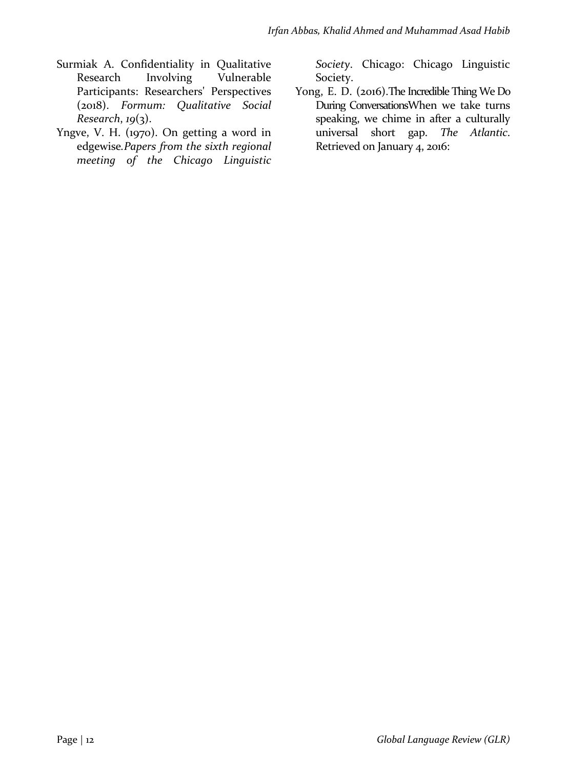Surmiak A. Confidentiality in Qualitative Research Involving Vulnerable Participants: Researchers' Perspectives (2018). *Formum: Qualitative Social Research*, *19*(3).

Yngve, V. H. (1970). On getting a word in edgewise.*Papers from the sixth regional meeting of the Chicago Linguistic Society*. Chicago: Chicago Linguistic Society.

Yong, E. D. (2016).The Incredible Thing We Do During ConversationsWhen we take turns speaking, we chime in after a culturally universal short gap. *The Atlantic*. Retrieved on January 4, 2016: